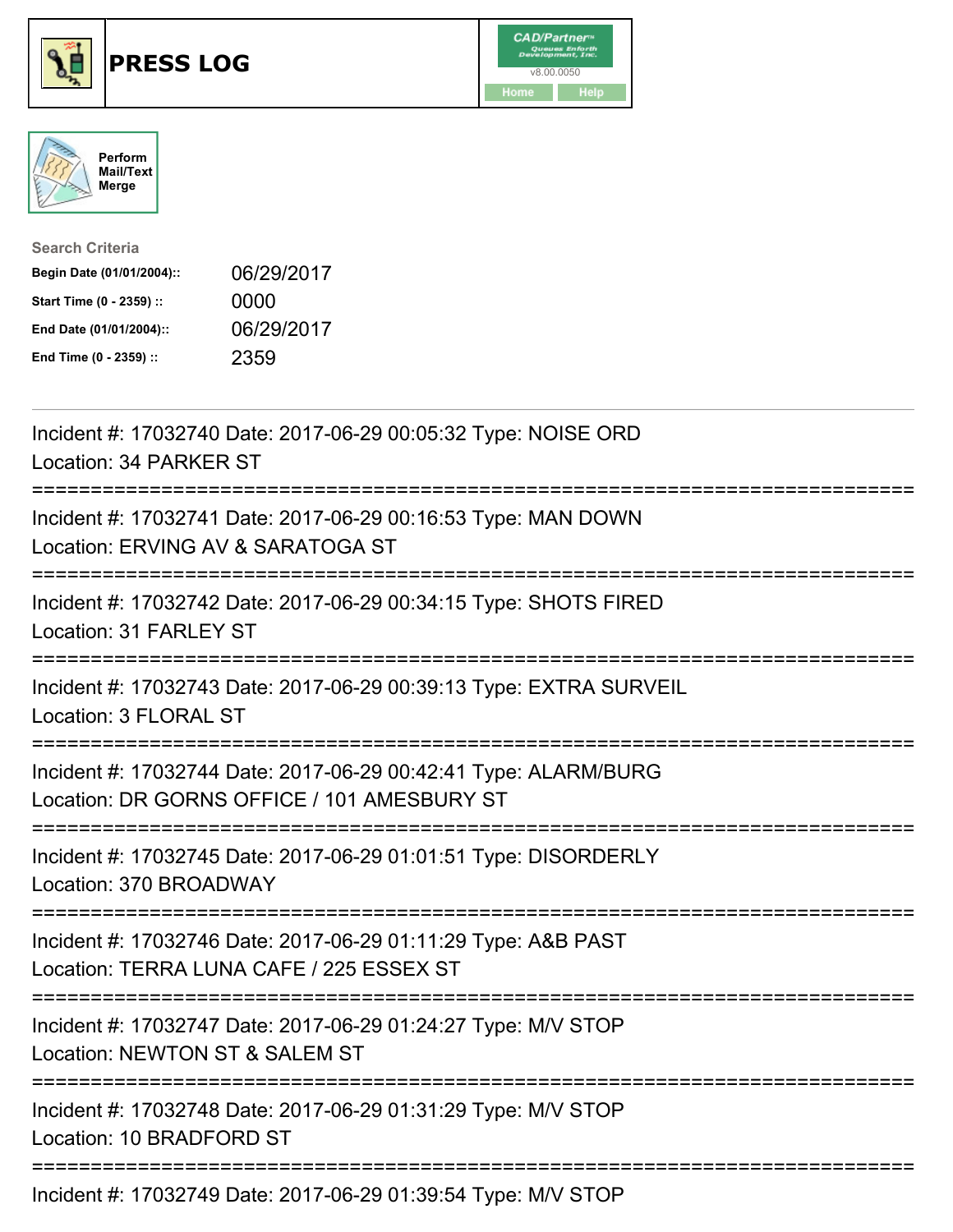# PRESS LOG

CAD/Partner™ v8.00.0050

Home Help

Perform Mail/Text Merge

**Search Criteria**

| | |
|---|---|
| **Begin Date (01/01/2004)::** | 06/29/2017 |
| **Start Time (0 - 2359) ::** | 0000 |
| **End Date (01/01/2004)::** | 06/29/2017 |
| **End Time (0 - 2359) ::** | 2359 |

---

Incident #: 17032740 Date: 2017-06-29 00:05:32 Type: NOISE ORD
Location: 34 PARKER ST

===========================================================================

Incident #: 17032741 Date: 2017-06-29 00:16:53 Type: MAN DOWN
Location: ERVING AV & SARATOGA ST

===========================================================================

Incident #: 17032742 Date: 2017-06-29 00:34:15 Type: SHOTS FIRED
Location: 31 FARLEY ST

===========================================================================

Incident #: 17032743 Date: 2017-06-29 00:39:13 Type: EXTRA SURVEIL
Location: 3 FLORAL ST

===========================================================================

Incident #: 17032744 Date: 2017-06-29 00:42:41 Type: ALARM/BURG
Location: DR GORNS OFFICE / 101 AMESBURY ST

===========================================================================

Incident #: 17032745 Date: 2017-06-29 01:01:51 Type: DISORDERLY
Location: 370 BROADWAY

===========================================================================

Incident #: 17032746 Date: 2017-06-29 01:11:29 Type: A&B PAST
Location: TERRA LUNA CAFE / 225 ESSEX ST

===========================================================================

Incident #: 17032747 Date: 2017-06-29 01:24:27 Type: M/V STOP
Location: NEWTON ST & SALEM ST

===========================================================================

Incident #: 17032748 Date: 2017-06-29 01:31:29 Type: M/V STOP
Location: 10 BRADFORD ST

===========================================================================

Incident #: 17032749 Date: 2017-06-29 01:39:54 Type: M/V STOP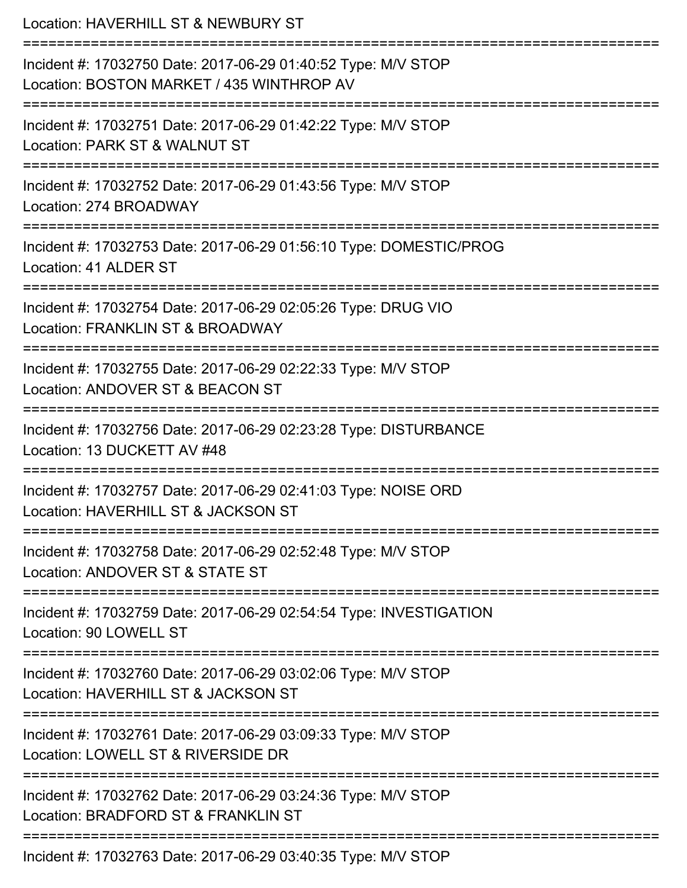Location: HAVERHILL ST & NEWBURY ST

===========================================================================

Incident #: 17032750 Date: 2017-06-29 01:40:52 Type: M/V STOP
Location: BOSTON MARKET / 435 WINTHROP AV

===========================================================================

Incident #: 17032751 Date: 2017-06-29 01:42:22 Type: M/V STOP
Location: PARK ST & WALNUT ST

===========================================================================

Incident #: 17032752 Date: 2017-06-29 01:43:56 Type: M/V STOP
Location: 274 BROADWAY

===========================================================================

Incident #: 17032753 Date: 2017-06-29 01:56:10 Type: DOMESTIC/PROG
Location: 41 ALDER ST

===========================================================================

Incident #: 17032754 Date: 2017-06-29 02:05:26 Type: DRUG VIO
Location: FRANKLIN ST & BROADWAY

===========================================================================

Incident #: 17032755 Date: 2017-06-29 02:22:33 Type: M/V STOP
Location: ANDOVER ST & BEACON ST

===========================================================================

Incident #: 17032756 Date: 2017-06-29 02:23:28 Type: DISTURBANCE
Location: 13 DUCKETT AV #48

===========================================================================

Incident #: 17032757 Date: 2017-06-29 02:41:03 Type: NOISE ORD
Location: HAVERHILL ST & JACKSON ST

===========================================================================

Incident #: 17032758 Date: 2017-06-29 02:52:48 Type: M/V STOP
Location: ANDOVER ST & STATE ST

===========================================================================

Incident #: 17032759 Date: 2017-06-29 02:54:54 Type: INVESTIGATION
Location: 90 LOWELL ST

===========================================================================

Incident #: 17032760 Date: 2017-06-29 03:02:06 Type: M/V STOP
Location: HAVERHILL ST & JACKSON ST

===========================================================================

Incident #: 17032761 Date: 2017-06-29 03:09:33 Type: M/V STOP
Location: LOWELL ST & RIVERSIDE DR

===========================================================================

Incident #: 17032762 Date: 2017-06-29 03:24:36 Type: M/V STOP
Location: BRADFORD ST & FRANKLIN ST

===========================================================================

Incident #: 17032763 Date: 2017-06-29 03:40:35 Type: M/V STOP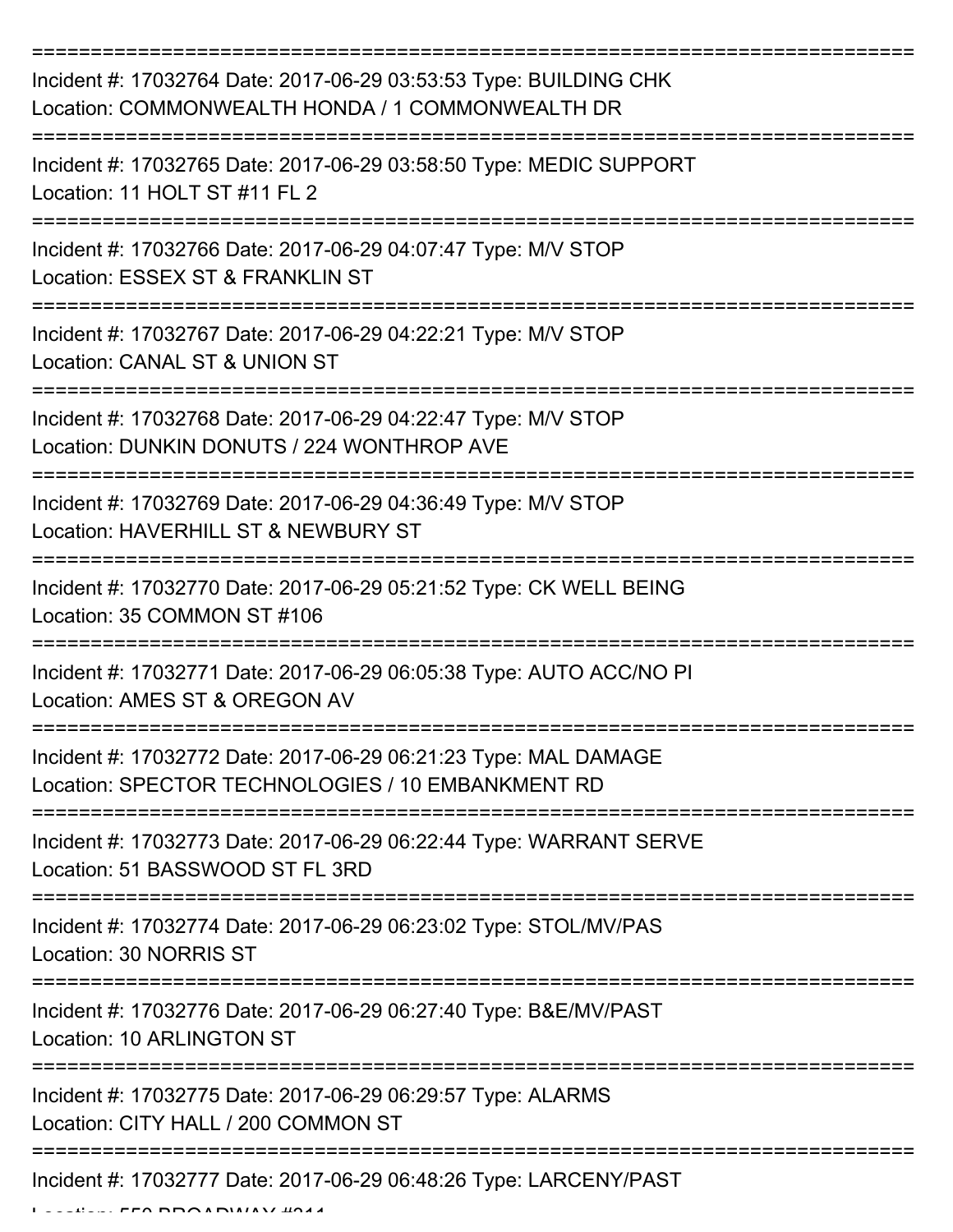===========================================================================

Incident #: 17032764 Date: 2017-06-29 03:53:53 Type: BUILDING CHK
Location: COMMONWEALTH HONDA / 1 COMMONWEALTH DR

===========================================================================

Incident #: 17032765 Date: 2017-06-29 03:58:50 Type: MEDIC SUPPORT
Location: 11 HOLT ST #11 FL 2

===========================================================================

Incident #: 17032766 Date: 2017-06-29 04:07:47 Type: M/V STOP
Location: ESSEX ST & FRANKLIN ST

===========================================================================

Incident #: 17032767 Date: 2017-06-29 04:22:21 Type: M/V STOP
Location: CANAL ST & UNION ST

===========================================================================

Incident #: 17032768 Date: 2017-06-29 04:22:47 Type: M/V STOP
Location: DUNKIN DONUTS / 224 WONTHROP AVE

===========================================================================

Incident #: 17032769 Date: 2017-06-29 04:36:49 Type: M/V STOP
Location: HAVERHILL ST & NEWBURY ST

===========================================================================

Incident #: 17032770 Date: 2017-06-29 05:21:52 Type: CK WELL BEING
Location: 35 COMMON ST #106

===========================================================================

Incident #: 17032771 Date: 2017-06-29 06:05:38 Type: AUTO ACC/NO PI
Location: AMES ST & OREGON AV

===========================================================================

Incident #: 17032772 Date: 2017-06-29 06:21:23 Type: MAL DAMAGE
Location: SPECTOR TECHNOLOGIES / 10 EMBANKMENT RD

===========================================================================

Incident #: 17032773 Date: 2017-06-29 06:22:44 Type: WARRANT SERVE
Location: 51 BASSWOOD ST FL 3RD

===========================================================================

Incident #: 17032774 Date: 2017-06-29 06:23:02 Type: STOL/MV/PAS
Location: 30 NORRIS ST

===========================================================================

Incident #: 17032776 Date: 2017-06-29 06:27:40 Type: B&E/MV/PAST
Location: 10 ARLINGTON ST

===========================================================================

Incident #: 17032775 Date: 2017-06-29 06:29:57 Type: ALARMS
Location: CITY HALL / 200 COMMON ST

===========================================================================

Incident #: 17032777 Date: 2017-06-29 06:48:26 Type: LARCENY/PAST
Location: 550 BROADWAY #211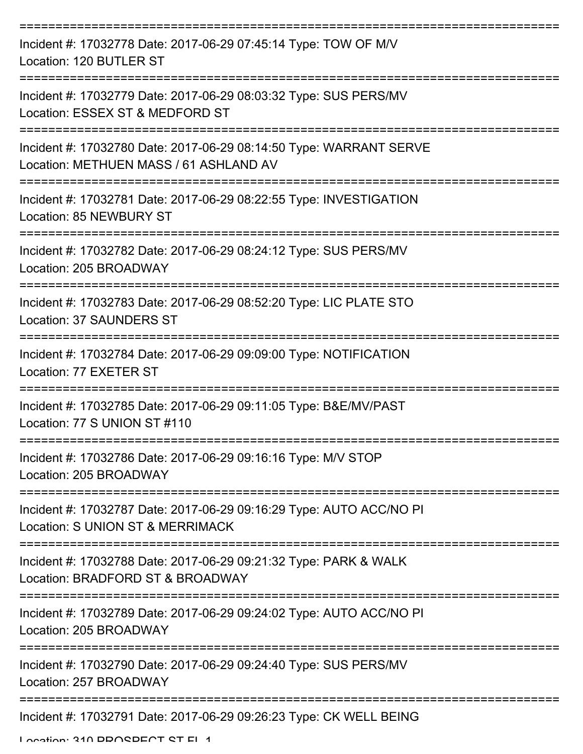===========================================================================

Incident #: 17032778 Date: 2017-06-29 07:45:14 Type: TOW OF M/V
Location: 120 BUTLER ST

===========================================================================

Incident #: 17032779 Date: 2017-06-29 08:03:32 Type: SUS PERS/MV
Location: ESSEX ST & MEDFORD ST

===========================================================================

Incident #: 17032780 Date: 2017-06-29 08:14:50 Type: WARRANT SERVE
Location: METHUEN MASS / 61 ASHLAND AV

===========================================================================

Incident #: 17032781 Date: 2017-06-29 08:22:55 Type: INVESTIGATION
Location: 85 NEWBURY ST

===========================================================================

Incident #: 17032782 Date: 2017-06-29 08:24:12 Type: SUS PERS/MV
Location: 205 BROADWAY

===========================================================================

Incident #: 17032783 Date: 2017-06-29 08:52:20 Type: LIC PLATE STO
Location: 37 SAUNDERS ST

===========================================================================

Incident #: 17032784 Date: 2017-06-29 09:09:00 Type: NOTIFICATION
Location: 77 EXETER ST

===========================================================================

Incident #: 17032785 Date: 2017-06-29 09:11:05 Type: B&E/MV/PAST
Location: 77 S UNION ST #110

===========================================================================

Incident #: 17032786 Date: 2017-06-29 09:16:16 Type: M/V STOP
Location: 205 BROADWAY

===========================================================================

Incident #: 17032787 Date: 2017-06-29 09:16:29 Type: AUTO ACC/NO PI
Location: S UNION ST & MERRIMACK

===========================================================================

Incident #: 17032788 Date: 2017-06-29 09:21:32 Type: PARK & WALK
Location: BRADFORD ST & BROADWAY

===========================================================================

Incident #: 17032789 Date: 2017-06-29 09:24:02 Type: AUTO ACC/NO PI
Location: 205 BROADWAY

===========================================================================

Incident #: 17032790 Date: 2017-06-29 09:24:40 Type: SUS PERS/MV
Location: 257 BROADWAY

===========================================================================

Incident #: 17032791 Date: 2017-06-29 09:26:23 Type: CK WELL BEING
Location: 310 PROSPECT ST FL 1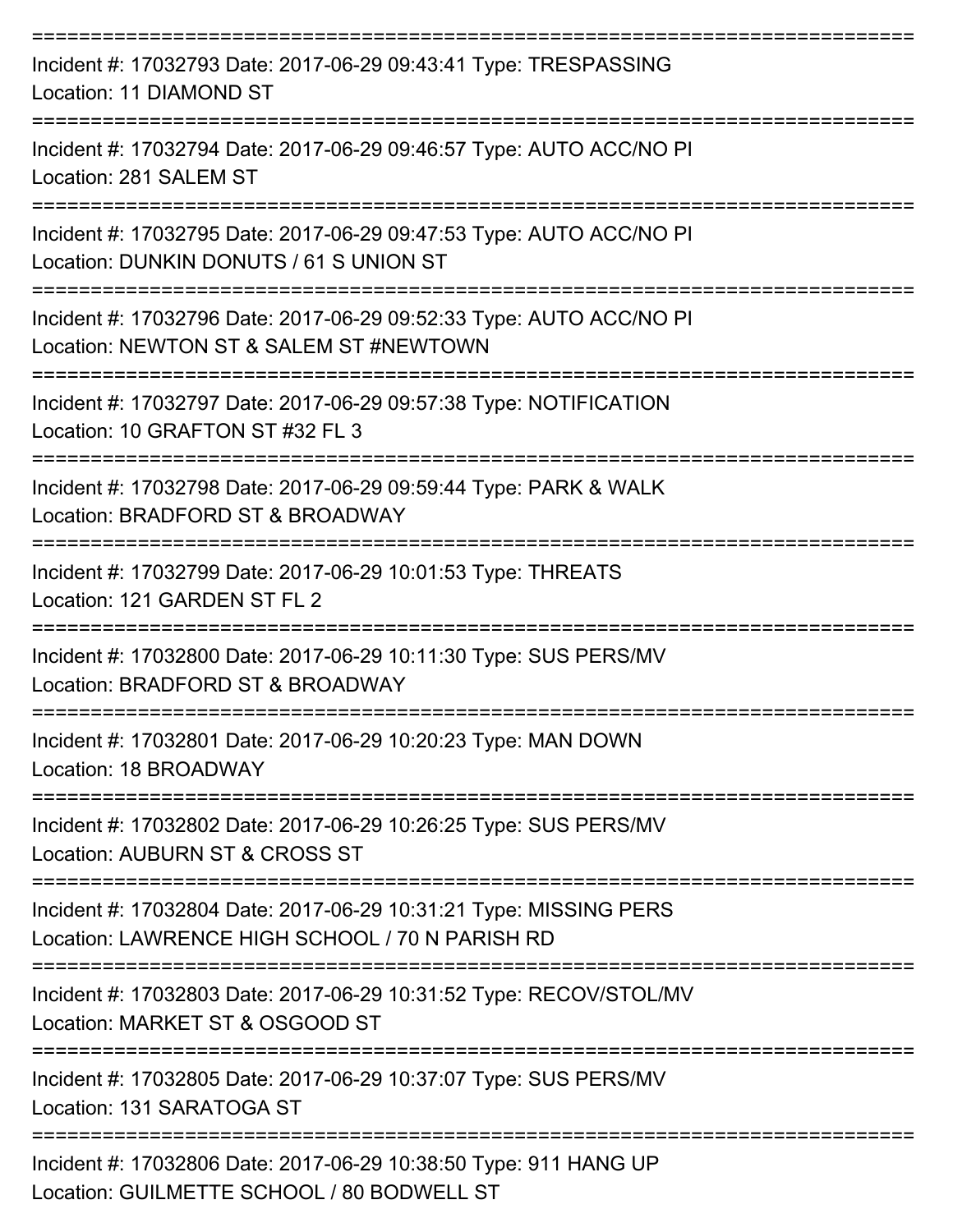===========================================================================

Incident #: 17032793 Date: 2017-06-29 09:43:41 Type: TRESPASSING
Location: 11 DIAMOND ST

===========================================================================

Incident #: 17032794 Date: 2017-06-29 09:46:57 Type: AUTO ACC/NO PI
Location: 281 SALEM ST

===========================================================================

Incident #: 17032795 Date: 2017-06-29 09:47:53 Type: AUTO ACC/NO PI
Location: DUNKIN DONUTS / 61 S UNION ST

===========================================================================

Incident #: 17032796 Date: 2017-06-29 09:52:33 Type: AUTO ACC/NO PI
Location: NEWTON ST & SALEM ST #NEWTOWN

===========================================================================

Incident #: 17032797 Date: 2017-06-29 09:57:38 Type: NOTIFICATION
Location: 10 GRAFTON ST #32 FL 3

===========================================================================

Incident #: 17032798 Date: 2017-06-29 09:59:44 Type: PARK & WALK
Location: BRADFORD ST & BROADWAY

===========================================================================

Incident #: 17032799 Date: 2017-06-29 10:01:53 Type: THREATS
Location: 121 GARDEN ST FL 2

===========================================================================

Incident #: 17032800 Date: 2017-06-29 10:11:30 Type: SUS PERS/MV
Location: BRADFORD ST & BROADWAY

===========================================================================

Incident #: 17032801 Date: 2017-06-29 10:20:23 Type: MAN DOWN
Location: 18 BROADWAY

===========================================================================

Incident #: 17032802 Date: 2017-06-29 10:26:25 Type: SUS PERS/MV
Location: AUBURN ST & CROSS ST

===========================================================================

Incident #: 17032804 Date: 2017-06-29 10:31:21 Type: MISSING PERS
Location: LAWRENCE HIGH SCHOOL / 70 N PARISH RD

===========================================================================

Incident #: 17032803 Date: 2017-06-29 10:31:52 Type: RECOV/STOL/MV
Location: MARKET ST & OSGOOD ST

===========================================================================

Incident #: 17032805 Date: 2017-06-29 10:37:07 Type: SUS PERS/MV
Location: 131 SARATOGA ST

===========================================================================

Incident #: 17032806 Date: 2017-06-29 10:38:50 Type: 911 HANG UP
Location: GUILMETTE SCHOOL / 80 BODWELL ST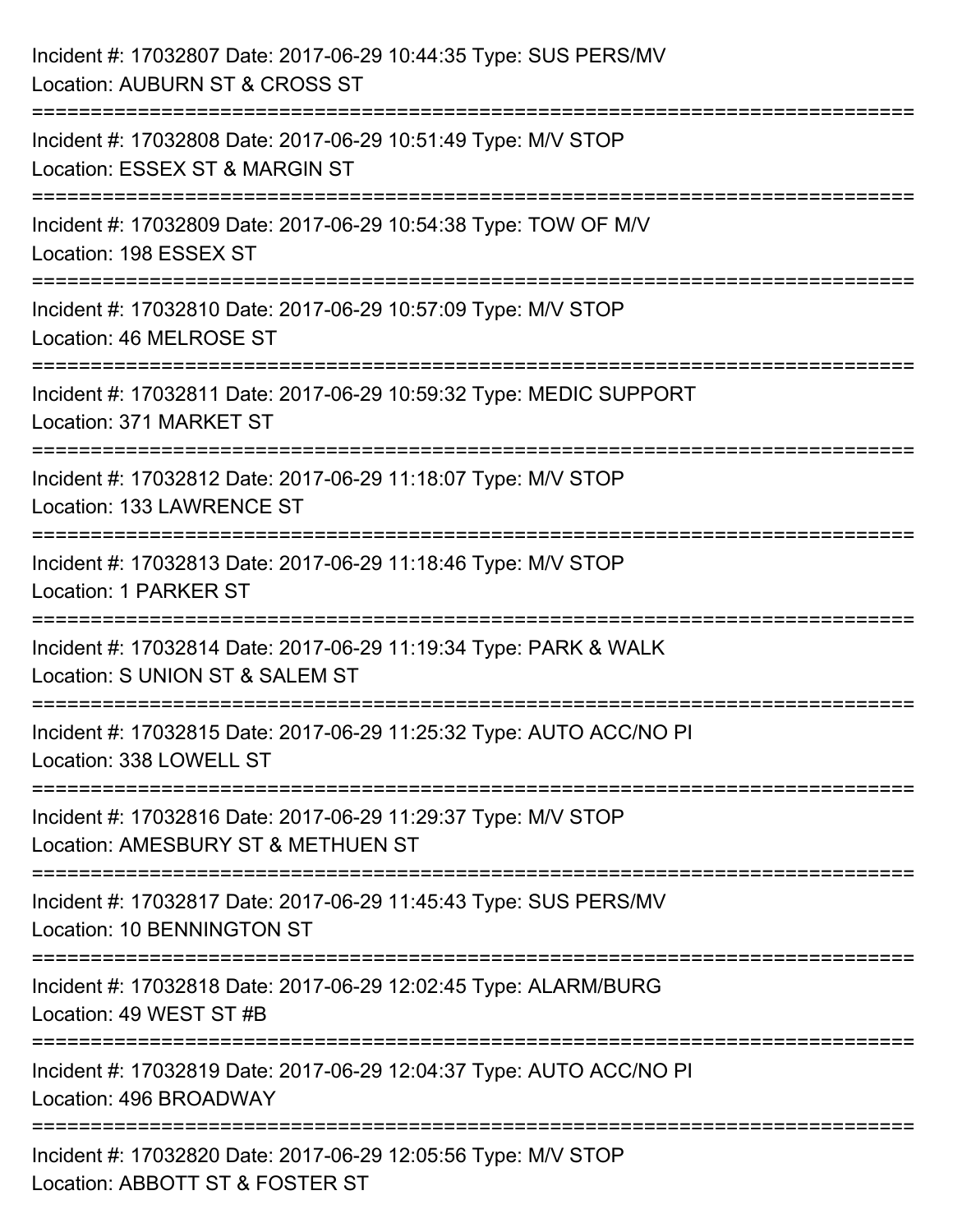Incident #: 17032807 Date: 2017-06-29 10:44:35 Type: SUS PERS/MV
Location: AUBURN ST & CROSS ST

===========================================================================

Incident #: 17032808 Date: 2017-06-29 10:51:49 Type: M/V STOP
Location: ESSEX ST & MARGIN ST

===========================================================================

Incident #: 17032809 Date: 2017-06-29 10:54:38 Type: TOW OF M/V
Location: 198 ESSEX ST

===========================================================================

Incident #: 17032810 Date: 2017-06-29 10:57:09 Type: M/V STOP
Location: 46 MELROSE ST

===========================================================================

Incident #: 17032811 Date: 2017-06-29 10:59:32 Type: MEDIC SUPPORT
Location: 371 MARKET ST

===========================================================================

Incident #: 17032812 Date: 2017-06-29 11:18:07 Type: M/V STOP
Location: 133 LAWRENCE ST

===========================================================================

Incident #: 17032813 Date: 2017-06-29 11:18:46 Type: M/V STOP
Location: 1 PARKER ST

===========================================================================

Incident #: 17032814 Date: 2017-06-29 11:19:34 Type: PARK & WALK
Location: S UNION ST & SALEM ST

===========================================================================

Incident #: 17032815 Date: 2017-06-29 11:25:32 Type: AUTO ACC/NO PI
Location: 338 LOWELL ST

===========================================================================

Incident #: 17032816 Date: 2017-06-29 11:29:37 Type: M/V STOP
Location: AMESBURY ST & METHUEN ST

===========================================================================

Incident #: 17032817 Date: 2017-06-29 11:45:43 Type: SUS PERS/MV
Location: 10 BENNINGTON ST

===========================================================================

Incident #: 17032818 Date: 2017-06-29 12:02:45 Type: ALARM/BURG
Location: 49 WEST ST #B

===========================================================================

Incident #: 17032819 Date: 2017-06-29 12:04:37 Type: AUTO ACC/NO PI
Location: 496 BROADWAY

===========================================================================

Incident #: 17032820 Date: 2017-06-29 12:05:56 Type: M/V STOP
Location: ABBOTT ST & FOSTER ST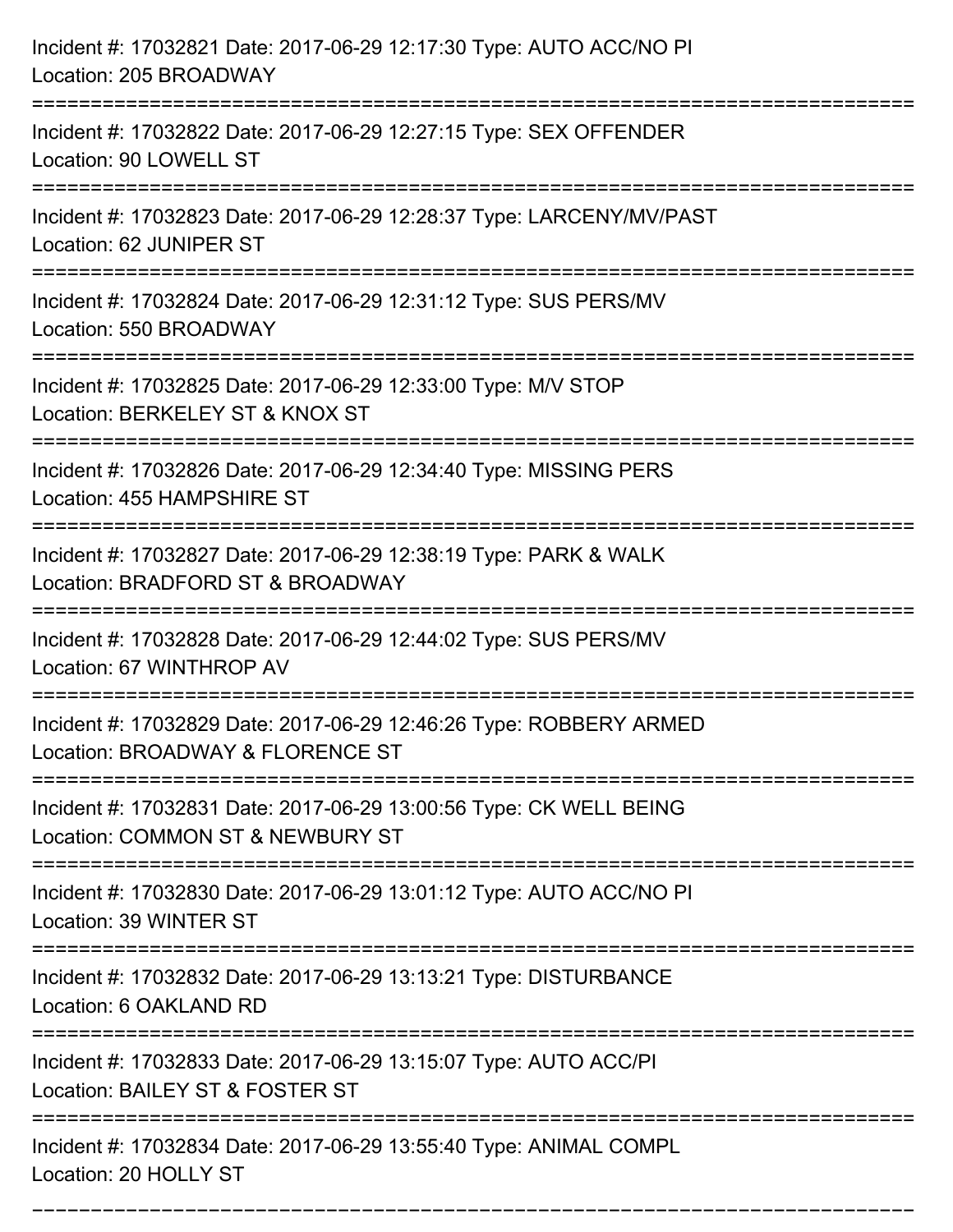Incident #: 17032821 Date: 2017-06-29 12:17:30 Type: AUTO ACC/NO PI
Location: 205 BROADWAY

===========================================================================

Incident #: 17032822 Date: 2017-06-29 12:27:15 Type: SEX OFFENDER
Location: 90 LOWELL ST

===========================================================================

Incident #: 17032823 Date: 2017-06-29 12:28:37 Type: LARCENY/MV/PAST
Location: 62 JUNIPER ST

===========================================================================

Incident #: 17032824 Date: 2017-06-29 12:31:12 Type: SUS PERS/MV
Location: 550 BROADWAY

===========================================================================

Incident #: 17032825 Date: 2017-06-29 12:33:00 Type: M/V STOP
Location: BERKELEY ST & KNOX ST

===========================================================================

Incident #: 17032826 Date: 2017-06-29 12:34:40 Type: MISSING PERS
Location: 455 HAMPSHIRE ST

===========================================================================

Incident #: 17032827 Date: 2017-06-29 12:38:19 Type: PARK & WALK
Location: BRADFORD ST & BROADWAY

===========================================================================

Incident #: 17032828 Date: 2017-06-29 12:44:02 Type: SUS PERS/MV
Location: 67 WINTHROP AV

===========================================================================

Incident #: 17032829 Date: 2017-06-29 12:46:26 Type: ROBBERY ARMED
Location: BROADWAY & FLORENCE ST

===========================================================================

Incident #: 17032831 Date: 2017-06-29 13:00:56 Type: CK WELL BEING
Location: COMMON ST & NEWBURY ST

===========================================================================

Incident #: 17032830 Date: 2017-06-29 13:01:12 Type: AUTO ACC/NO PI
Location: 39 WINTER ST

===========================================================================

Incident #: 17032832 Date: 2017-06-29 13:13:21 Type: DISTURBANCE
Location: 6 OAKLAND RD

===========================================================================

Incident #: 17032833 Date: 2017-06-29 13:15:07 Type: AUTO ACC/PI
Location: BAILEY ST & FOSTER ST

===========================================================================

Incident #: 17032834 Date: 2017-06-29 13:55:40 Type: ANIMAL COMPL
Location: 20 HOLLY ST

===========================================================================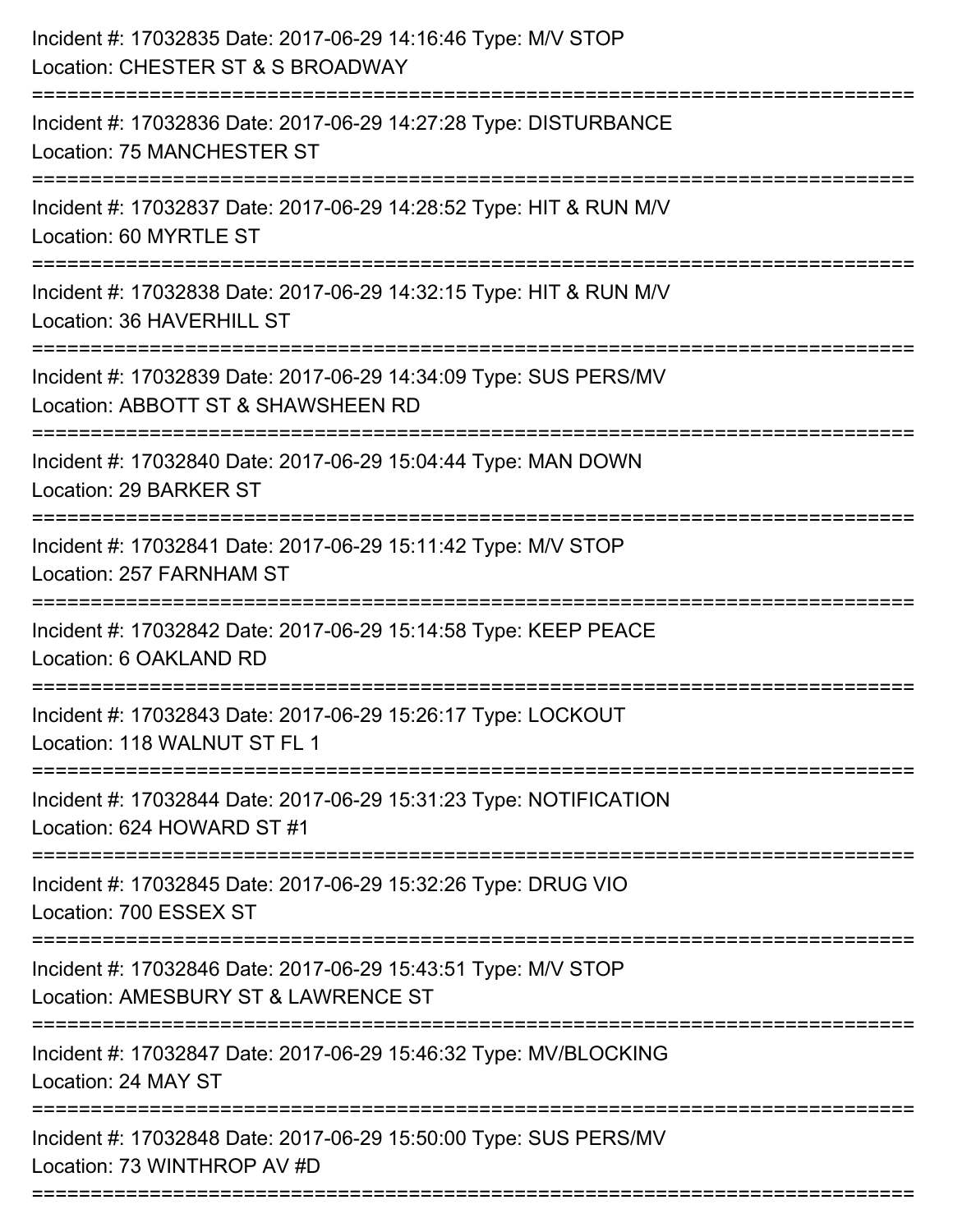Incident #: 17032835 Date: 2017-06-29 14:16:46 Type: M/V STOP
Location: CHESTER ST & S BROADWAY

===========================================================================

Incident #: 17032836 Date: 2017-06-29 14:27:28 Type: DISTURBANCE
Location: 75 MANCHESTER ST

===========================================================================

Incident #: 17032837 Date: 2017-06-29 14:28:52 Type: HIT & RUN M/V
Location: 60 MYRTLE ST

===========================================================================

Incident #: 17032838 Date: 2017-06-29 14:32:15 Type: HIT & RUN M/V
Location: 36 HAVERHILL ST

===========================================================================

Incident #: 17032839 Date: 2017-06-29 14:34:09 Type: SUS PERS/MV
Location: ABBOTT ST & SHAWSHEEN RD

===========================================================================

Incident #: 17032840 Date: 2017-06-29 15:04:44 Type: MAN DOWN
Location: 29 BARKER ST

===========================================================================

Incident #: 17032841 Date: 2017-06-29 15:11:42 Type: M/V STOP
Location: 257 FARNHAM ST

===========================================================================

Incident #: 17032842 Date: 2017-06-29 15:14:58 Type: KEEP PEACE
Location: 6 OAKLAND RD

===========================================================================

Incident #: 17032843 Date: 2017-06-29 15:26:17 Type: LOCKOUT
Location: 118 WALNUT ST FL 1

===========================================================================

Incident #: 17032844 Date: 2017-06-29 15:31:23 Type: NOTIFICATION
Location: 624 HOWARD ST #1

===========================================================================

Incident #: 17032845 Date: 2017-06-29 15:32:26 Type: DRUG VIO
Location: 700 ESSEX ST

===========================================================================

Incident #: 17032846 Date: 2017-06-29 15:43:51 Type: M/V STOP
Location: AMESBURY ST & LAWRENCE ST

===========================================================================

Incident #: 17032847 Date: 2017-06-29 15:46:32 Type: MV/BLOCKING
Location: 24 MAY ST

===========================================================================

Incident #: 17032848 Date: 2017-06-29 15:50:00 Type: SUS PERS/MV
Location: 73 WINTHROP AV #D

===========================================================================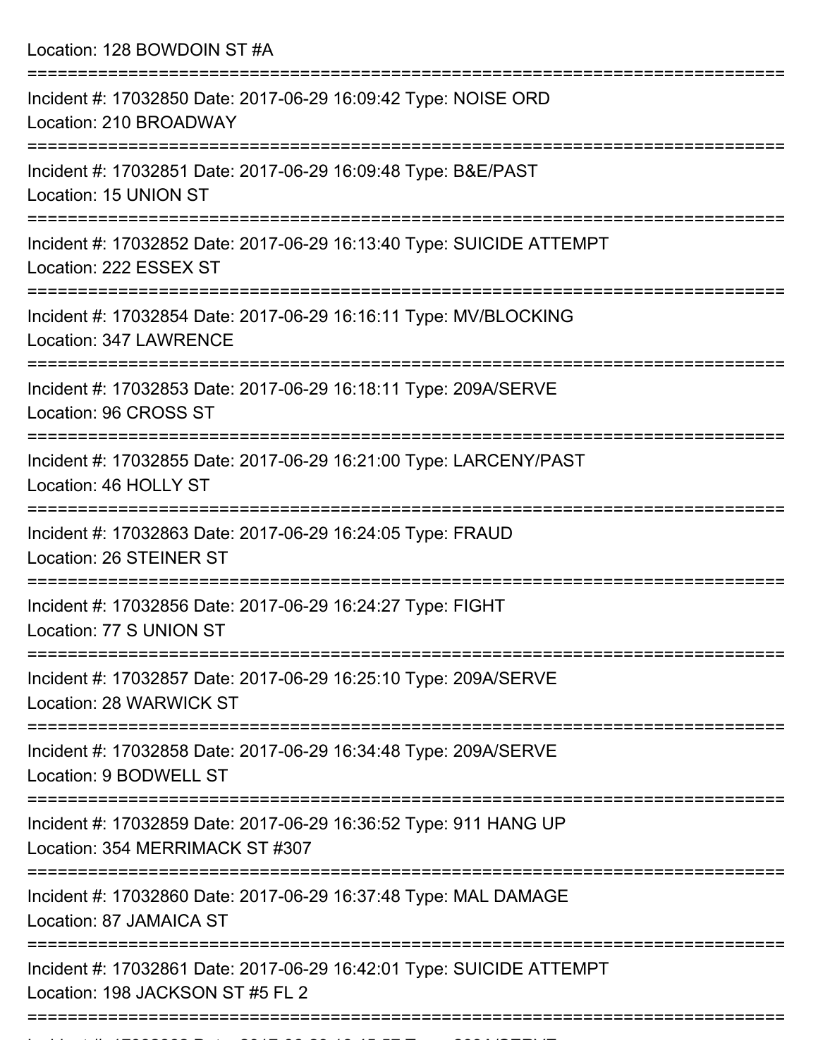Location: 128 BOWDOIN ST #A

===========================================================================

Incident #: 17032850 Date: 2017-06-29 16:09:42 Type: NOISE ORD
Location: 210 BROADWAY

===========================================================================

Incident #: 17032851 Date: 2017-06-29 16:09:48 Type: B&E/PAST
Location: 15 UNION ST

===========================================================================

Incident #: 17032852 Date: 2017-06-29 16:13:40 Type: SUICIDE ATTEMPT
Location: 222 ESSEX ST

===========================================================================

Incident #: 17032854 Date: 2017-06-29 16:16:11 Type: MV/BLOCKING
Location: 347 LAWRENCE

===========================================================================

Incident #: 17032853 Date: 2017-06-29 16:18:11 Type: 209A/SERVE
Location: 96 CROSS ST

===========================================================================

Incident #: 17032855 Date: 2017-06-29 16:21:00 Type: LARCENY/PAST
Location: 46 HOLLY ST

===========================================================================

Incident #: 17032863 Date: 2017-06-29 16:24:05 Type: FRAUD
Location: 26 STEINER ST

===========================================================================

Incident #: 17032856 Date: 2017-06-29 16:24:27 Type: FIGHT
Location: 77 S UNION ST

===========================================================================

Incident #: 17032857 Date: 2017-06-29 16:25:10 Type: 209A/SERVE
Location: 28 WARWICK ST

===========================================================================

Incident #: 17032858 Date: 2017-06-29 16:34:48 Type: 209A/SERVE
Location: 9 BODWELL ST

===========================================================================

Incident #: 17032859 Date: 2017-06-29 16:36:52 Type: 911 HANG UP
Location: 354 MERRIMACK ST #307

===========================================================================

Incident #: 17032860 Date: 2017-06-29 16:37:48 Type: MAL DAMAGE
Location: 87 JAMAICA ST

===========================================================================

Incident #: 17032861 Date: 2017-06-29 16:42:01 Type: SUICIDE ATTEMPT
Location: 198 JACKSON ST #5 FL 2

===========================================================================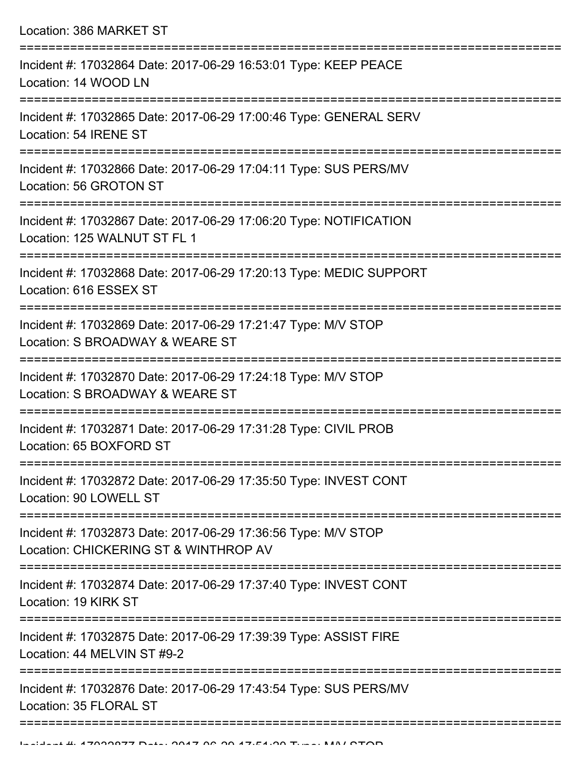Location: 386 MARKET ST

===========================================================================

Incident #: 17032864 Date: 2017-06-29 16:53:01 Type: KEEP PEACE
Location: 14 WOOD LN

===========================================================================

Incident #: 17032865 Date: 2017-06-29 17:00:46 Type: GENERAL SERV
Location: 54 IRENE ST

===========================================================================

Incident #: 17032866 Date: 2017-06-29 17:04:11 Type: SUS PERS/MV
Location: 56 GROTON ST

===========================================================================

Incident #: 17032867 Date: 2017-06-29 17:06:20 Type: NOTIFICATION
Location: 125 WALNUT ST FL 1

===========================================================================

Incident #: 17032868 Date: 2017-06-29 17:20:13 Type: MEDIC SUPPORT
Location: 616 ESSEX ST

===========================================================================

Incident #: 17032869 Date: 2017-06-29 17:21:47 Type: M/V STOP
Location: S BROADWAY & WEARE ST

===========================================================================

Incident #: 17032870 Date: 2017-06-29 17:24:18 Type: M/V STOP
Location: S BROADWAY & WEARE ST

===========================================================================

Incident #: 17032871 Date: 2017-06-29 17:31:28 Type: CIVIL PROB
Location: 65 BOXFORD ST

===========================================================================

Incident #: 17032872 Date: 2017-06-29 17:35:50 Type: INVEST CONT
Location: 90 LOWELL ST

===========================================================================

Incident #: 17032873 Date: 2017-06-29 17:36:56 Type: M/V STOP
Location: CHICKERING ST & WINTHROP AV

===========================================================================

Incident #: 17032874 Date: 2017-06-29 17:37:40 Type: INVEST CONT
Location: 19 KIRK ST

===========================================================================

Incident #: 17032875 Date: 2017-06-29 17:39:39 Type: ASSIST FIRE
Location: 44 MELVIN ST #9-2

===========================================================================

Incident #: 17032876 Date: 2017-06-29 17:43:54 Type: SUS PERS/MV
Location: 35 FLORAL ST

===========================================================================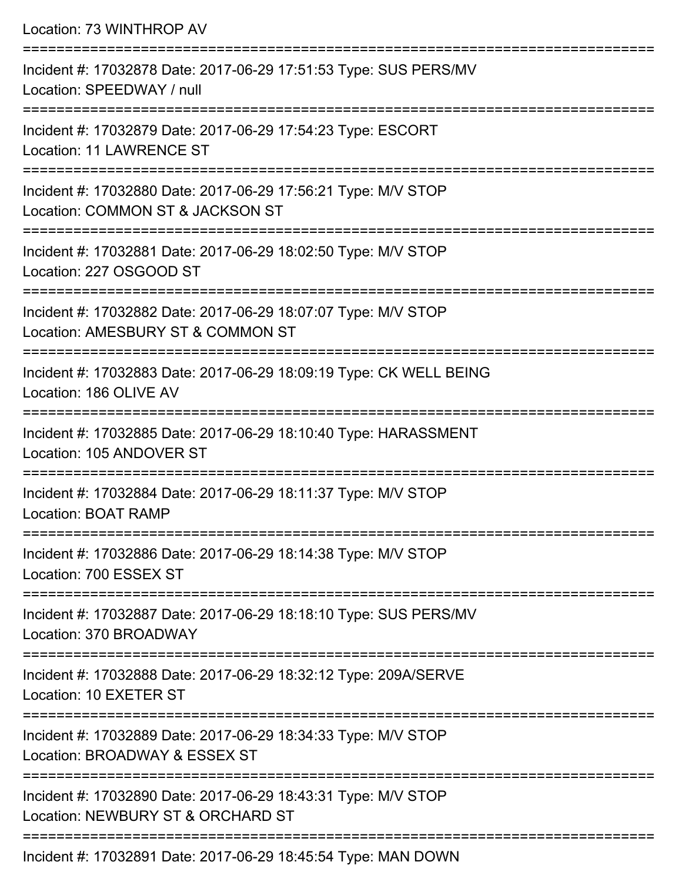Location: 73 WINTHROP AV

===========================================================================

Incident #: 17032878 Date: 2017-06-29 17:51:53 Type: SUS PERS/MV
Location: SPEEDWAY / null

===========================================================================

Incident #: 17032879 Date: 2017-06-29 17:54:23 Type: ESCORT
Location: 11 LAWRENCE ST

===========================================================================

Incident #: 17032880 Date: 2017-06-29 17:56:21 Type: M/V STOP
Location: COMMON ST & JACKSON ST

===========================================================================

Incident #: 17032881 Date: 2017-06-29 18:02:50 Type: M/V STOP
Location: 227 OSGOOD ST

===========================================================================

Incident #: 17032882 Date: 2017-06-29 18:07:07 Type: M/V STOP
Location: AMESBURY ST & COMMON ST

===========================================================================

Incident #: 17032883 Date: 2017-06-29 18:09:19 Type: CK WELL BEING
Location: 186 OLIVE AV

===========================================================================

Incident #: 17032885 Date: 2017-06-29 18:10:40 Type: HARASSMENT
Location: 105 ANDOVER ST

===========================================================================

Incident #: 17032884 Date: 2017-06-29 18:11:37 Type: M/V STOP
Location: BOAT RAMP

===========================================================================

Incident #: 17032886 Date: 2017-06-29 18:14:38 Type: M/V STOP
Location: 700 ESSEX ST

===========================================================================

Incident #: 17032887 Date: 2017-06-29 18:18:10 Type: SUS PERS/MV
Location: 370 BROADWAY

===========================================================================

Incident #: 17032888 Date: 2017-06-29 18:32:12 Type: 209A/SERVE
Location: 10 EXETER ST

===========================================================================

Incident #: 17032889 Date: 2017-06-29 18:34:33 Type: M/V STOP
Location: BROADWAY & ESSEX ST

===========================================================================

Incident #: 17032890 Date: 2017-06-29 18:43:31 Type: M/V STOP
Location: NEWBURY ST & ORCHARD ST

===========================================================================

Incident #: 17032891 Date: 2017-06-29 18:45:54 Type: MAN DOWN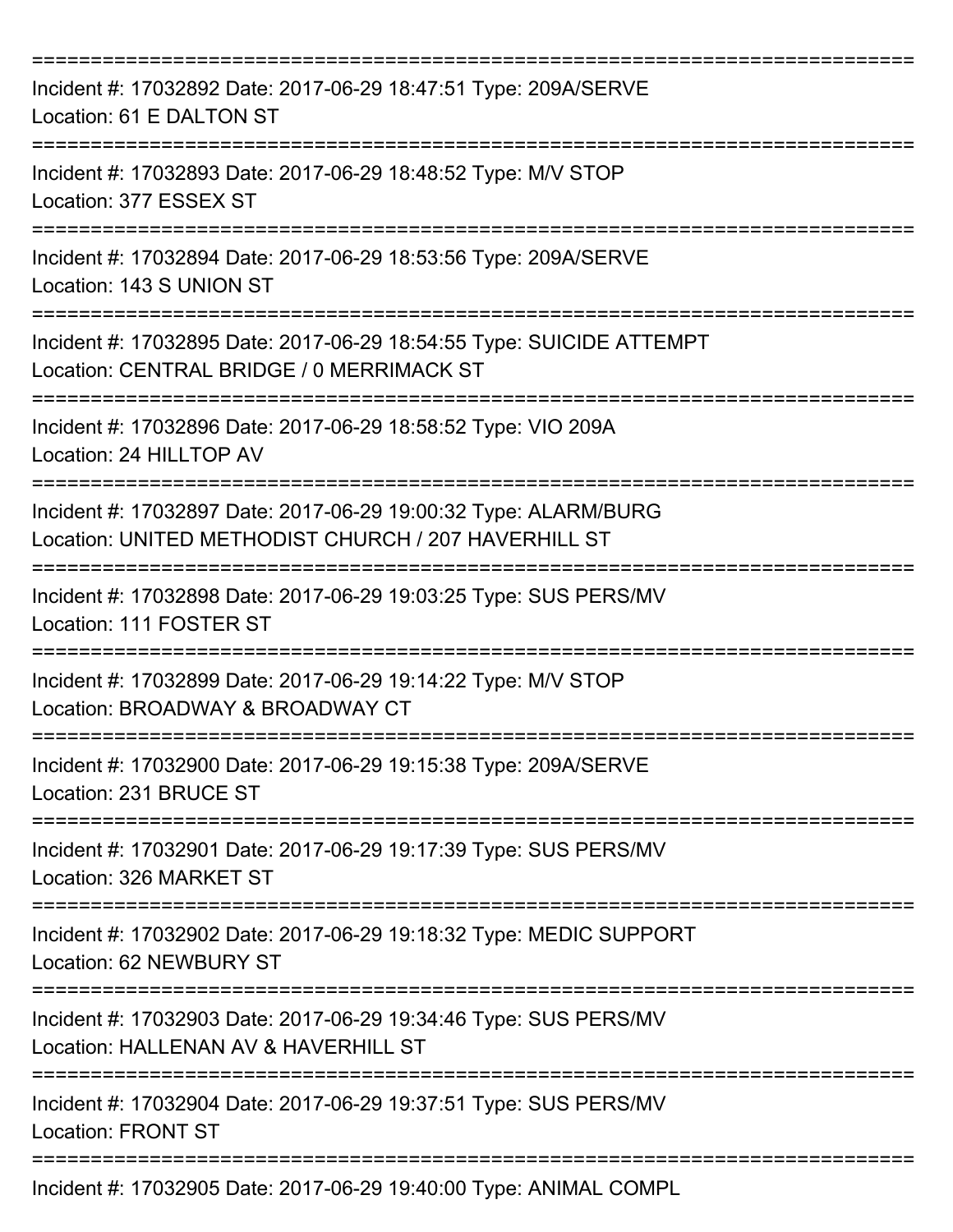===========================================================================

Incident #: 17032892 Date: 2017-06-29 18:47:51 Type: 209A/SERVE
Location: 61 E DALTON ST

===========================================================================

Incident #: 17032893 Date: 2017-06-29 18:48:52 Type: M/V STOP
Location: 377 ESSEX ST

===========================================================================

Incident #: 17032894 Date: 2017-06-29 18:53:56 Type: 209A/SERVE
Location: 143 S UNION ST

===========================================================================

Incident #: 17032895 Date: 2017-06-29 18:54:55 Type: SUICIDE ATTEMPT
Location: CENTRAL BRIDGE / 0 MERRIMACK ST

===========================================================================

Incident #: 17032896 Date: 2017-06-29 18:58:52 Type: VIO 209A
Location: 24 HILLTOP AV

===========================================================================

Incident #: 17032897 Date: 2017-06-29 19:00:32 Type: ALARM/BURG
Location: UNITED METHODIST CHURCH / 207 HAVERHILL ST

===========================================================================

Incident #: 17032898 Date: 2017-06-29 19:03:25 Type: SUS PERS/MV
Location: 111 FOSTER ST

===========================================================================

Incident #: 17032899 Date: 2017-06-29 19:14:22 Type: M/V STOP
Location: BROADWAY & BROADWAY CT

===========================================================================

Incident #: 17032900 Date: 2017-06-29 19:15:38 Type: 209A/SERVE
Location: 231 BRUCE ST

===========================================================================

Incident #: 17032901 Date: 2017-06-29 19:17:39 Type: SUS PERS/MV
Location: 326 MARKET ST

===========================================================================

Incident #: 17032902 Date: 2017-06-29 19:18:32 Type: MEDIC SUPPORT
Location: 62 NEWBURY ST

===========================================================================

Incident #: 17032903 Date: 2017-06-29 19:34:46 Type: SUS PERS/MV
Location: HALLENAN AV & HAVERHILL ST

===========================================================================

Incident #: 17032904 Date: 2017-06-29 19:37:51 Type: SUS PERS/MV
Location: FRONT ST

===========================================================================

Incident #: 17032905 Date: 2017-06-29 19:40:00 Type: ANIMAL COMPL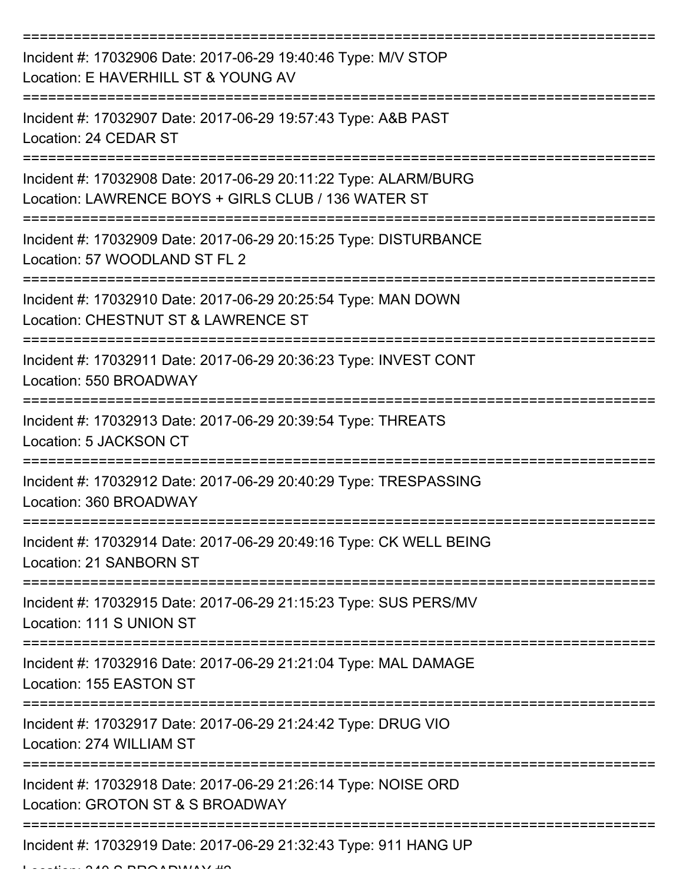===========================================================================

Incident #: 17032906 Date: 2017-06-29 19:40:46 Type: M/V STOP
Location: E HAVERHILL ST & YOUNG AV

===========================================================================

Incident #: 17032907 Date: 2017-06-29 19:57:43 Type: A&B PAST
Location: 24 CEDAR ST

===========================================================================

Incident #: 17032908 Date: 2017-06-29 20:11:22 Type: ALARM/BURG
Location: LAWRENCE BOYS + GIRLS CLUB / 136 WATER ST

===========================================================================

Incident #: 17032909 Date: 2017-06-29 20:15:25 Type: DISTURBANCE
Location: 57 WOODLAND ST FL 2

===========================================================================

Incident #: 17032910 Date: 2017-06-29 20:25:54 Type: MAN DOWN
Location: CHESTNUT ST & LAWRENCE ST

===========================================================================

Incident #: 17032911 Date: 2017-06-29 20:36:23 Type: INVEST CONT
Location: 550 BROADWAY

===========================================================================

Incident #: 17032913 Date: 2017-06-29 20:39:54 Type: THREATS
Location: 5 JACKSON CT

===========================================================================

Incident #: 17032912 Date: 2017-06-29 20:40:29 Type: TRESPASSING
Location: 360 BROADWAY

===========================================================================

Incident #: 17032914 Date: 2017-06-29 20:49:16 Type: CK WELL BEING
Location: 21 SANBORN ST

===========================================================================

Incident #: 17032915 Date: 2017-06-29 21:15:23 Type: SUS PERS/MV
Location: 111 S UNION ST

===========================================================================

Incident #: 17032916 Date: 2017-06-29 21:21:04 Type: MAL DAMAGE
Location: 155 EASTON ST

===========================================================================

Incident #: 17032917 Date: 2017-06-29 21:24:42 Type: DRUG VIO
Location: 274 WILLIAM ST

===========================================================================

Incident #: 17032918 Date: 2017-06-29 21:26:14 Type: NOISE ORD
Location: GROTON ST & S BROADWAY

===========================================================================

Incident #: 17032919 Date: 2017-06-29 21:32:43 Type: 911 HANG UP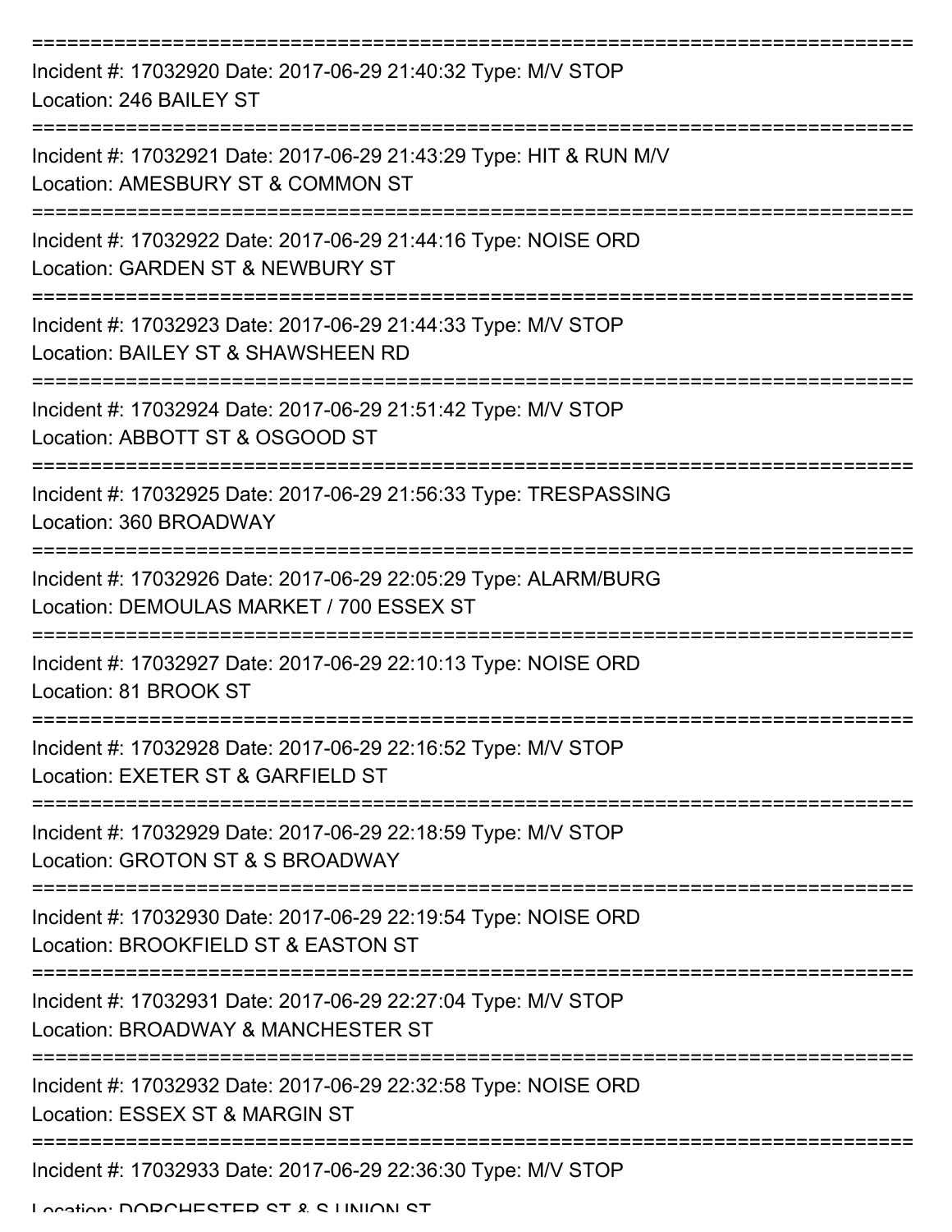===========================================================================

Incident #: 17032920 Date: 2017-06-29 21:40:32 Type: M/V STOP
Location: 246 BAILEY ST

===========================================================================

Incident #: 17032921 Date: 2017-06-29 21:43:29 Type: HIT & RUN M/V
Location: AMESBURY ST & COMMON ST

===========================================================================

Incident #: 17032922 Date: 2017-06-29 21:44:16 Type: NOISE ORD
Location: GARDEN ST & NEWBURY ST

===========================================================================

Incident #: 17032923 Date: 2017-06-29 21:44:33 Type: M/V STOP
Location: BAILEY ST & SHAWSHEEN RD

===========================================================================

Incident #: 17032924 Date: 2017-06-29 21:51:42 Type: M/V STOP
Location: ABBOTT ST & OSGOOD ST

===========================================================================

Incident #: 17032925 Date: 2017-06-29 21:56:33 Type: TRESPASSING
Location: 360 BROADWAY

===========================================================================

Incident #: 17032926 Date: 2017-06-29 22:05:29 Type: ALARM/BURG
Location: DEMOULAS MARKET / 700 ESSEX ST

===========================================================================

Incident #: 17032927 Date: 2017-06-29 22:10:13 Type: NOISE ORD
Location: 81 BROOK ST

===========================================================================

Incident #: 17032928 Date: 2017-06-29 22:16:52 Type: M/V STOP
Location: EXETER ST & GARFIELD ST

===========================================================================

Incident #: 17032929 Date: 2017-06-29 22:18:59 Type: M/V STOP
Location: GROTON ST & S BROADWAY

===========================================================================

Incident #: 17032930 Date: 2017-06-29 22:19:54 Type: NOISE ORD
Location: BROOKFIELD ST & EASTON ST

===========================================================================

Incident #: 17032931 Date: 2017-06-29 22:27:04 Type: M/V STOP
Location: BROADWAY & MANCHESTER ST

===========================================================================

Incident #: 17032932 Date: 2017-06-29 22:32:58 Type: NOISE ORD
Location: ESSEX ST & MARGIN ST

===========================================================================

Incident #: 17032933 Date: 2017-06-29 22:36:30 Type: M/V STOP
Location: DORCHESTER ST & S UNION ST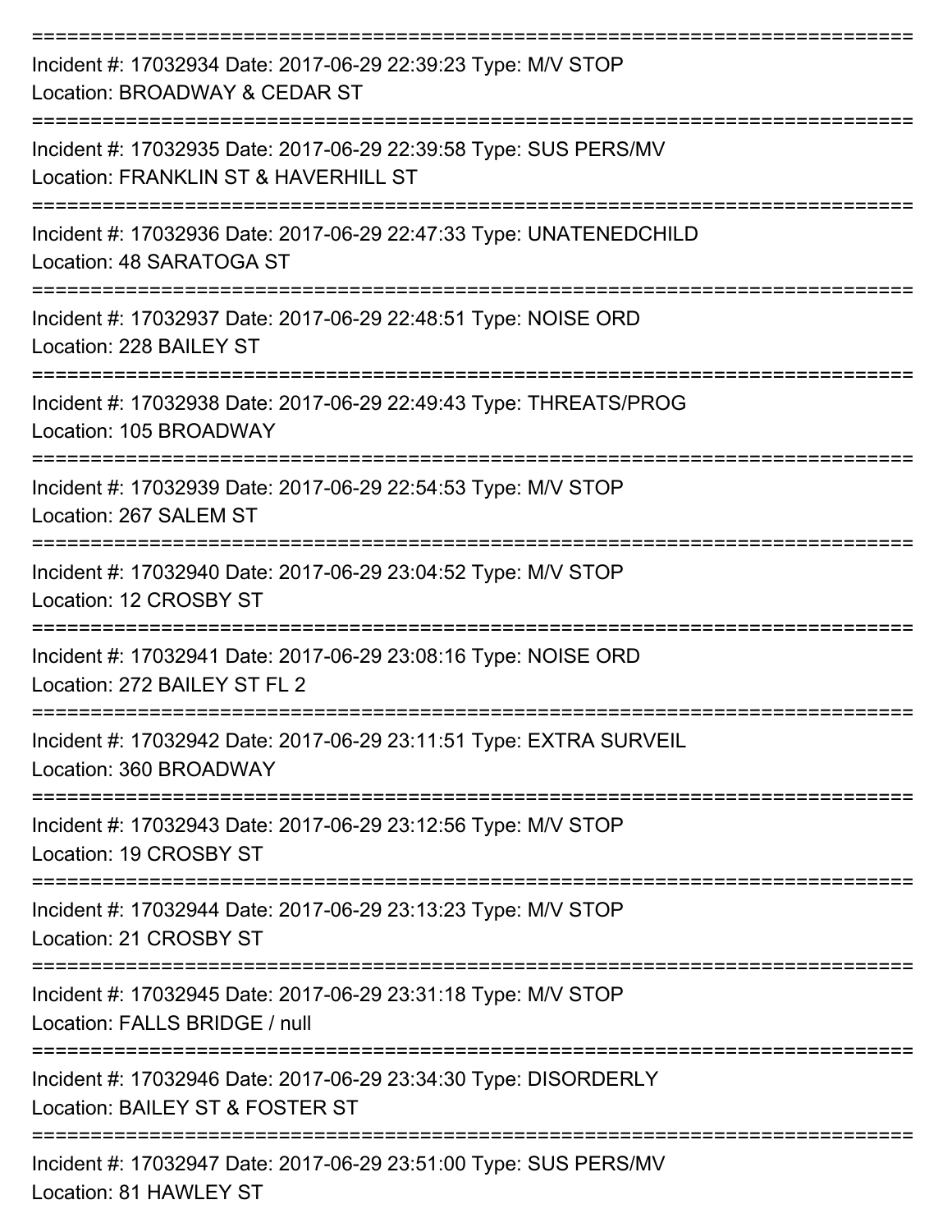===========================================================================

Incident #: 17032934 Date: 2017-06-29 22:39:23 Type: M/V STOP
Location: BROADWAY & CEDAR ST

===========================================================================

Incident #: 17032935 Date: 2017-06-29 22:39:58 Type: SUS PERS/MV
Location: FRANKLIN ST & HAVERHILL ST

===========================================================================

Incident #: 17032936 Date: 2017-06-29 22:47:33 Type: UNATENEDCHILD
Location: 48 SARATOGA ST

===========================================================================

Incident #: 17032937 Date: 2017-06-29 22:48:51 Type: NOISE ORD
Location: 228 BAILEY ST

===========================================================================

Incident #: 17032938 Date: 2017-06-29 22:49:43 Type: THREATS/PROG
Location: 105 BROADWAY

===========================================================================

Incident #: 17032939 Date: 2017-06-29 22:54:53 Type: M/V STOP
Location: 267 SALEM ST

===========================================================================

Incident #: 17032940 Date: 2017-06-29 23:04:52 Type: M/V STOP
Location: 12 CROSBY ST

===========================================================================

Incident #: 17032941 Date: 2017-06-29 23:08:16 Type: NOISE ORD
Location: 272 BAILEY ST FL 2

===========================================================================

Incident #: 17032942 Date: 2017-06-29 23:11:51 Type: EXTRA SURVEIL
Location: 360 BROADWAY

===========================================================================

Incident #: 17032943 Date: 2017-06-29 23:12:56 Type: M/V STOP
Location: 19 CROSBY ST

===========================================================================

Incident #: 17032944 Date: 2017-06-29 23:13:23 Type: M/V STOP
Location: 21 CROSBY ST

===========================================================================

Incident #: 17032945 Date: 2017-06-29 23:31:18 Type: M/V STOP
Location: FALLS BRIDGE / null

===========================================================================

Incident #: 17032946 Date: 2017-06-29 23:34:30 Type: DISORDERLY
Location: BAILEY ST & FOSTER ST

===========================================================================

Incident #: 17032947 Date: 2017-06-29 23:51:00 Type: SUS PERS/MV
Location: 81 HAWLEY ST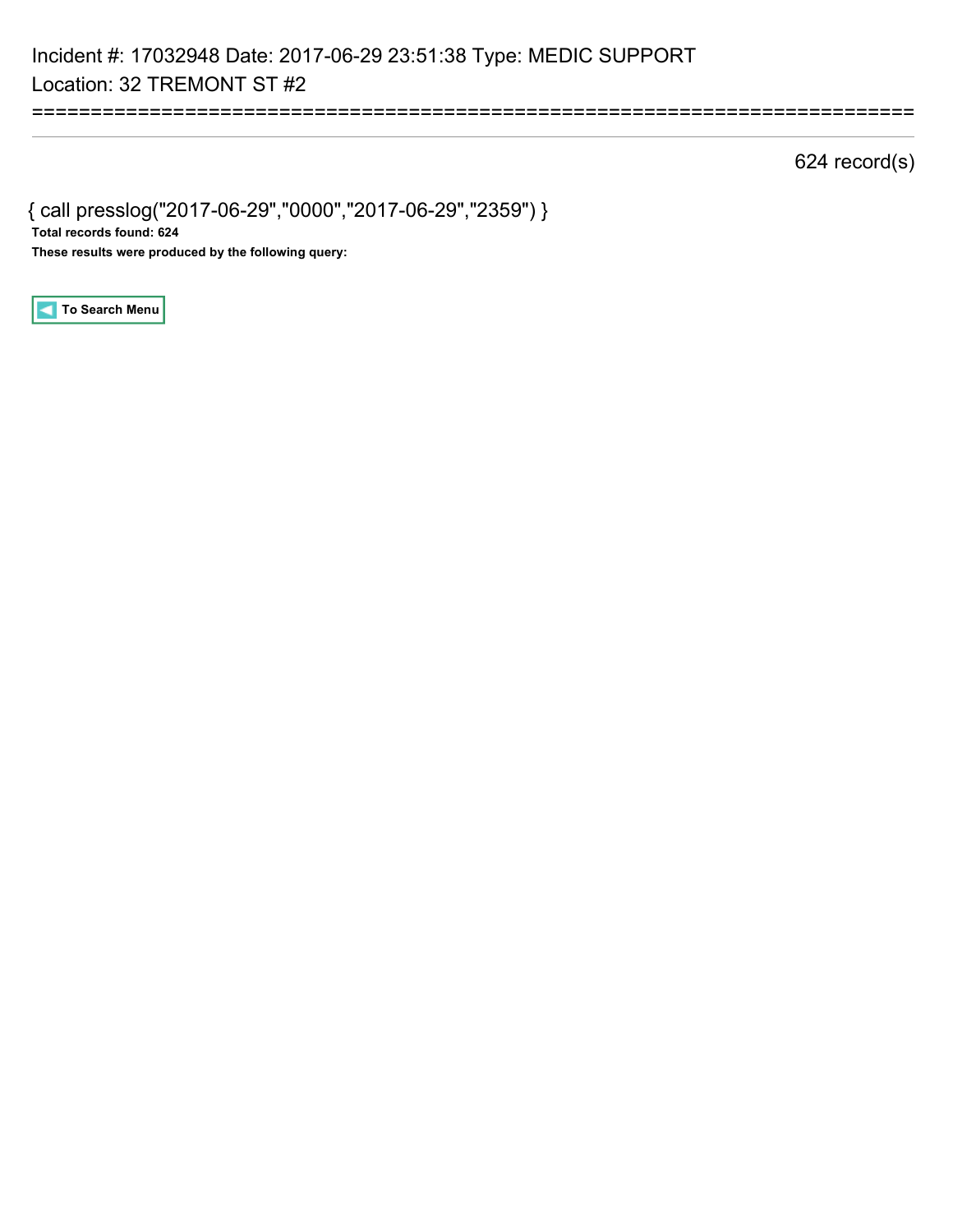Incident #: 17032948 Date: 2017-06-29 23:51:38 Type: MEDIC SUPPORT
Location: 32 TREMONT ST #2
===============================================================================

---

624 record(s)

{ call presslog("2017-06-29","0000","2017-06-29","2359") }

**Total records found: 624**

**These results were produced by the following query:**

**To Search Menu**